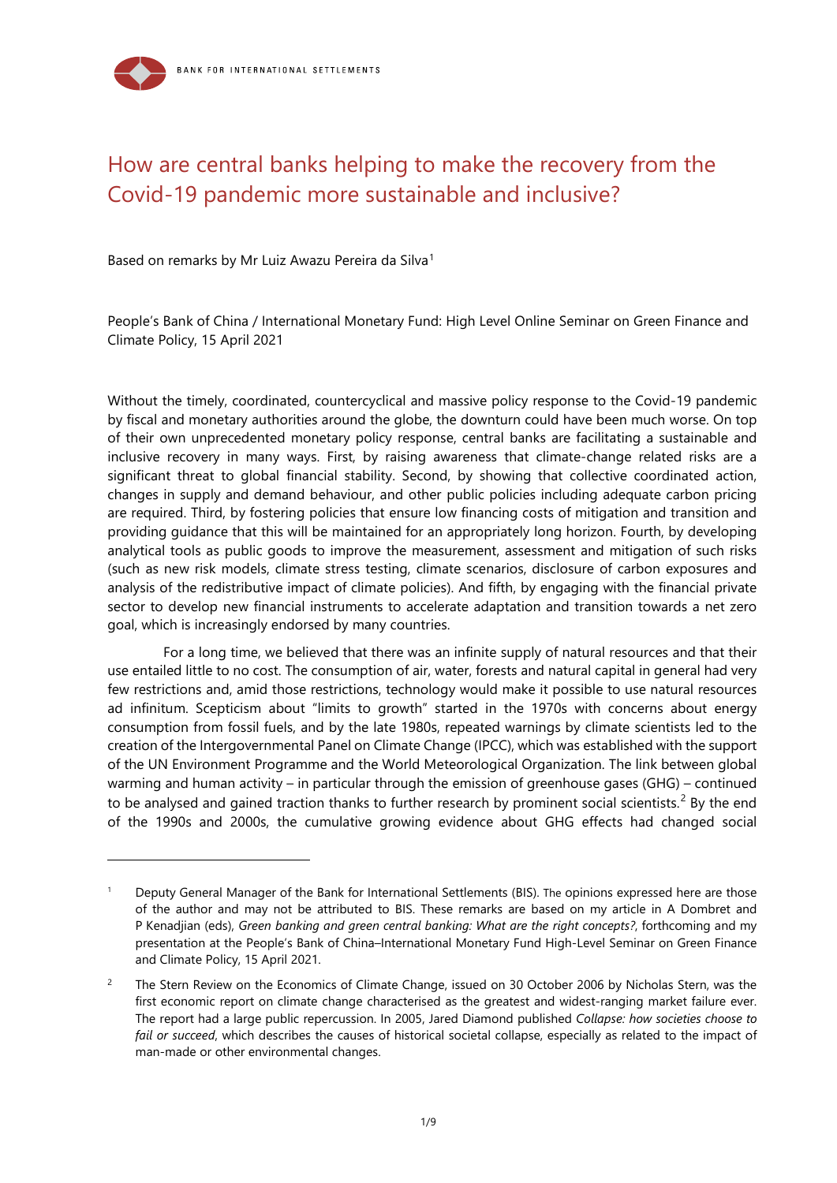# How are central banks helping to make the recovery from the Covid-19 pandemic more sustainable and inclusive?

Based on remarks by Mr Luiz Awazu Pereira da Silva[1]

People's Bank of China / International Monetary Fund: High Level Online Seminar on Green Finance and Climate Policy, 15 April 2021

Without the timely, coordinated, countercyclical and massive policy response to the Covid-19 pandemic by fiscal and monetary authorities around the globe, the downturn could have been much worse. On top of their own unprecedented monetary policy response, central banks are facilitating a sustainable and inclusive recovery in many ways. First, by raising awareness that climate-change related risks are a significant threat to global financial stability. Second, by showing that collective coordinated action, changes in supply and demand behaviour, and other public policies including adequate carbon pricing are required. Third, by fostering policies that ensure low financing costs of mitigation and transition and providing guidance that this will be maintained for an appropriately long horizon. Fourth, by developing analytical tools as public goods to improve the measurement, assessment and mitigation of such risks (such as new risk models, climate stress testing, climate scenarios, disclosure of carbon exposures and analysis of the redistributive impact of climate policies). And fifth, by engaging with the financial private sector to develop new financial instruments to accelerate adaptation and transition towards a net zero goal, which is increasingly endorsed by many countries.

For a long time, we believed that there was an infinite supply of natural resources and that their use entailed little to no cost. The consumption of air, water, forests and natural capital in general had very few restrictions and, amid those restrictions, technology would make it possible to use natural resources ad infinitum. Scepticism about "limits to growth" started in the 1970s with concerns about energy consumption from fossil fuels, and by the late 1980s, repeated warnings by climate scientists led to the creation of the Intergovernmental Panel on Climate Change (IPCC), which was established with the support of the UN Environment Programme and the World Meteorological Organization. The link between global warming and human activity – in particular through the emission of greenhouse gases (GHG) – continued to be analysed and gained traction thanks to further research by prominent social scientists.[2] By the end of the 1990s and 2000s, the cumulative growing evidence about GHG effects had changed social

---

[1] Deputy General Manager of the Bank for International Settlements (BIS). The opinions expressed here are those of the author and may not be attributed to BIS. These remarks are based on my article in A Dombret and P Kenadjian (eds), *Green banking and green central banking: What are the right concepts?*, forthcoming and my presentation at the People's Bank of China–International Monetary Fund High-Level Seminar on Green Finance and Climate Policy, 15 April 2021.

[2] The Stern Review on the Economics of Climate Change, issued on 30 October 2006 by Nicholas Stern, was the first economic report on climate change characterised as the greatest and widest-ranging market failure ever. The report had a large public repercussion. In 2005, Jared Diamond published *Collapse: how societies choose to fail or succeed*, which describes the causes of historical societal collapse, especially as related to the impact of man-made or other environmental changes.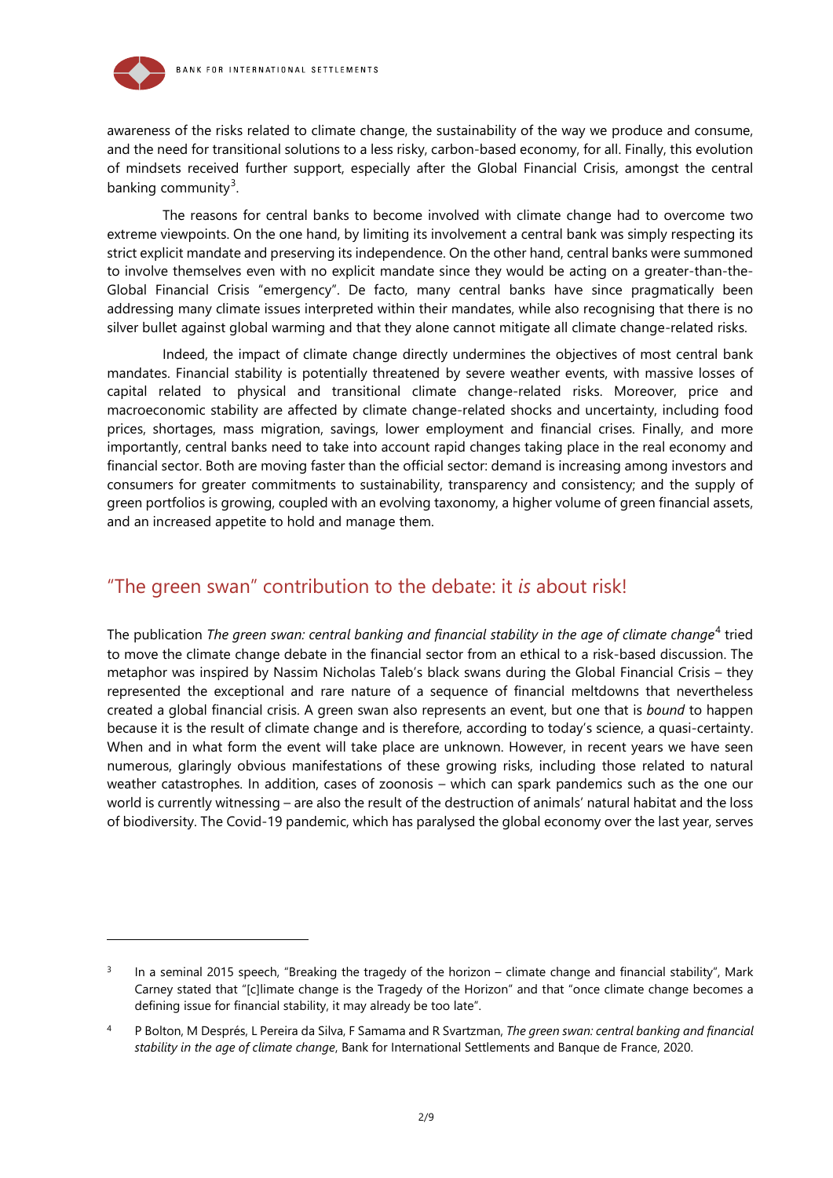awareness of the risks related to climate change, the sustainability of the way we produce and consume, and the need for transitional solutions to a less risky, carbon-based economy, for all. Finally, this evolution of mindsets received further support, especially after the Global Financial Crisis, amongst the central banking community[3].

The reasons for central banks to become involved with climate change had to overcome two extreme viewpoints. On the one hand, by limiting its involvement a central bank was simply respecting its strict explicit mandate and preserving its independence. On the other hand, central banks were summoned to involve themselves even with no explicit mandate since they would be acting on a greater-than-the-Global Financial Crisis "emergency". De facto, many central banks have since pragmatically been addressing many climate issues interpreted within their mandates, while also recognising that there is no silver bullet against global warming and that they alone cannot mitigate all climate change-related risks.

Indeed, the impact of climate change directly undermines the objectives of most central bank mandates. Financial stability is potentially threatened by severe weather events, with massive losses of capital related to physical and transitional climate change-related risks. Moreover, price and macroeconomic stability are affected by climate change-related shocks and uncertainty, including food prices, shortages, mass migration, savings, lower employment and financial crises. Finally, and more importantly, central banks need to take into account rapid changes taking place in the real economy and financial sector. Both are moving faster than the official sector: demand is increasing among investors and consumers for greater commitments to sustainability, transparency and consistency; and the supply of green portfolios is growing, coupled with an evolving taxonomy, a higher volume of green financial assets, and an increased appetite to hold and manage them.

## "The green swan" contribution to the debate: it *is* about risk!

The publication *The green swan: central banking and financial stability in the age of climate change*[4] tried to move the climate change debate in the financial sector from an ethical to a risk-based discussion. The metaphor was inspired by Nassim Nicholas Taleb's black swans during the Global Financial Crisis – they represented the exceptional and rare nature of a sequence of financial meltdowns that nevertheless created a global financial crisis. A green swan also represents an event, but one that is *bound* to happen because it is the result of climate change and is therefore, according to today's science, a quasi-certainty. When and in what form the event will take place are unknown. However, in recent years we have seen numerous, glaringly obvious manifestations of these growing risks, including those related to natural weather catastrophes. In addition, cases of zoonosis – which can spark pandemics such as the one our world is currently witnessing – are also the result of the destruction of animals' natural habitat and the loss of biodiversity. The Covid-19 pandemic, which has paralysed the global economy over the last year, serves

---

[3] In a seminal 2015 speech, "Breaking the tragedy of the horizon – climate change and financial stability", Mark Carney stated that "[c]limate change is the Tragedy of the Horizon" and that "once climate change becomes a defining issue for financial stability, it may already be too late".

[4] P Bolton, M Després, L Pereira da Silva, F Samama and R Svartzman, *The green swan: central banking and financial stability in the age of climate change*, Bank for International Settlements and Banque de France, 2020.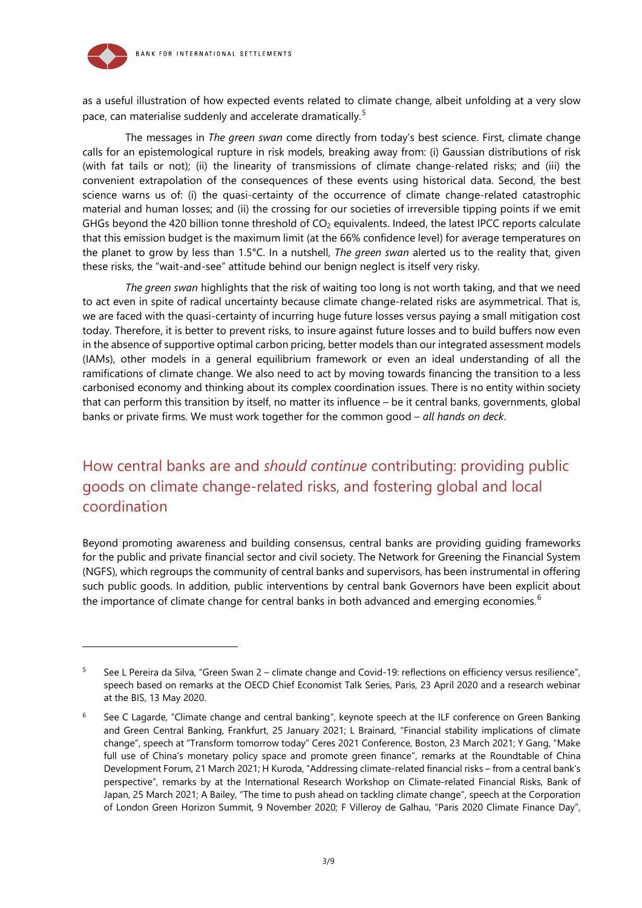as a useful illustration of how expected events related to climate change, albeit unfolding at a very slow pace, can materialise suddenly and accelerate dramatically.[5]

The messages in *The green swan* come directly from today's best science. First, climate change calls for an epistemological rupture in risk models, breaking away from: (i) Gaussian distributions of risk (with fat tails or not); (ii) the linearity of transmissions of climate change-related risks; and (iii) the convenient extrapolation of the consequences of these events using historical data. Second, the best science warns us of: (i) the quasi-certainty of the occurrence of climate change-related catastrophic material and human losses; and (ii) the crossing for our societies of irreversible tipping points if we emit GHGs beyond the 420 billion tonne threshold of $CO_2$ equivalents. Indeed, the latest IPCC reports calculate that this emission budget is the maximum limit (at the 66% confidence level) for average temperatures on the planet to grow by less than 1.5°C. In a nutshell, *The green swan* alerted us to the reality that, given these risks, the "wait-and-see" attitude behind our benign neglect is itself very risky.

*The green swan* highlights that the risk of waiting too long is not worth taking, and that we need to act even in spite of radical uncertainty because climate change-related risks are asymmetrical. That is, we are faced with the quasi-certainty of incurring huge future losses versus paying a small mitigation cost today. Therefore, it is better to prevent risks, to insure against future losses and to build buffers now even in the absence of supportive optimal carbon pricing, better models than our integrated assessment models (IAMs), other models in a general equilibrium framework or even an ideal understanding of all the ramifications of climate change. We also need to act by moving towards financing the transition to a less carbonised economy and thinking about its complex coordination issues. There is no entity within society that can perform this transition by itself, no matter its influence – be it central banks, governments, global banks or private firms. We must work together for the common good – *all hands on deck*.

## How central banks are and *should continue* contributing: providing public goods on climate change-related risks, and fostering global and local coordination

Beyond promoting awareness and building consensus, central banks are providing guiding frameworks for the public and private financial sector and civil society. The Network for Greening the Financial System (NGFS), which regroups the community of central banks and supervisors, has been instrumental in offering such public goods. In addition, public interventions by central bank Governors have been explicit about the importance of climate change for central banks in both advanced and emerging economies.[6]

---

[5] See L Pereira da Silva, "Green Swan 2 – climate change and Covid-19: reflections on efficiency versus resilience", speech based on remarks at the OECD Chief Economist Talk Series, Paris, 23 April 2020 and a research webinar at the BIS, 13 May 2020.

[6] See C Lagarde, "Climate change and central banking", keynote speech at the ILF conference on Green Banking and Green Central Banking, Frankfurt, 25 January 2021; L Brainard, "Financial stability implications of climate change", speech at "Transform tomorrow today" Ceres 2021 Conference, Boston, 23 March 2021; Y Gang, "Make full use of China's monetary policy space and promote green finance", remarks at the Roundtable of China Development Forum, 21 March 2021; H Kuroda, "Addressing climate-related financial risks – from a central bank's perspective", remarks by at the International Research Workshop on Climate-related Financial Risks, Bank of Japan, 25 March 2021; A Bailey, "The time to push ahead on tackling climate change", speech at the Corporation of London Green Horizon Summit, 9 November 2020; F Villeroy de Galhau, "Paris 2020 Climate Finance Day",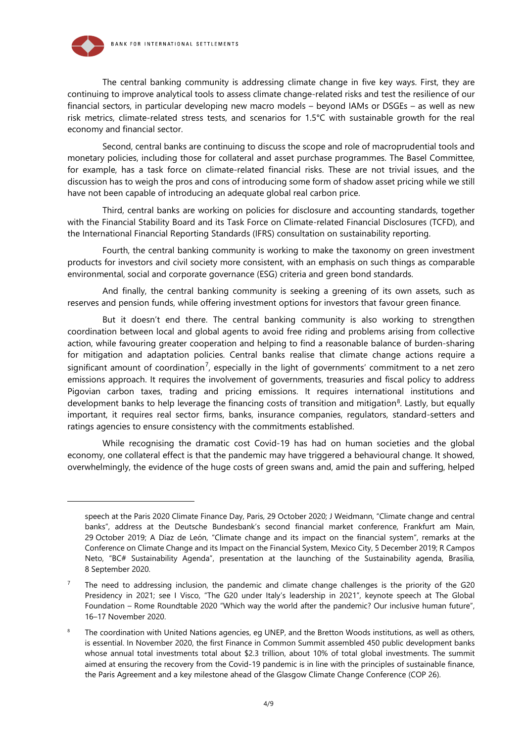The central banking community is addressing climate change in five key ways. First, they are continuing to improve analytical tools to assess climate change-related risks and test the resilience of our financial sectors, in particular developing new macro models – beyond IAMs or DSGEs – as well as new risk metrics, climate-related stress tests, and scenarios for 1.5°C with sustainable growth for the real economy and financial sector.

Second, central banks are continuing to discuss the scope and role of macroprudential tools and monetary policies, including those for collateral and asset purchase programmes. The Basel Committee, for example, has a task force on climate-related financial risks. These are not trivial issues, and the discussion has to weigh the pros and cons of introducing some form of shadow asset pricing while we still have not been capable of introducing an adequate global real carbon price.

Third, central banks are working on policies for disclosure and accounting standards, together with the Financial Stability Board and its Task Force on Climate-related Financial Disclosures (TCFD), and the International Financial Reporting Standards (IFRS) consultation on sustainability reporting.

Fourth, the central banking community is working to make the taxonomy on green investment products for investors and civil society more consistent, with an emphasis on such things as comparable environmental, social and corporate governance (ESG) criteria and green bond standards.

And finally, the central banking community is seeking a greening of its own assets, such as reserves and pension funds, while offering investment options for investors that favour green finance.

But it doesn't end there. The central banking community is also working to strengthen coordination between local and global agents to avoid free riding and problems arising from collective action, while favouring greater cooperation and helping to find a reasonable balance of burden-sharing for mitigation and adaptation policies. Central banks realise that climate change actions require a significant amount of coordination[7], especially in the light of governments' commitment to a net zero emissions approach. It requires the involvement of governments, treasuries and fiscal policy to address Pigovian carbon taxes, trading and pricing emissions. It requires international institutions and development banks to help leverage the financing costs of transition and mitigation[8]. Lastly, but equally important, it requires real sector firms, banks, insurance companies, regulators, standard-setters and ratings agencies to ensure consistency with the commitments established.

While recognising the dramatic cost Covid-19 has had on human societies and the global economy, one collateral effect is that the pandemic may have triggered a behavioural change. It showed, overwhelmingly, the evidence of the huge costs of green swans and, amid the pain and suffering, helped

---

speech at the Paris 2020 Climate Finance Day, Paris, 29 October 2020; J Weidmann, "Climate change and central banks", address at the Deutsche Bundesbank's second financial market conference, Frankfurt am Main, 29 October 2019; A Díaz de León, "Climate change and its impact on the financial system", remarks at the Conference on Climate Change and its Impact on the Financial System, Mexico City, 5 December 2019; R Campos Neto, "BC# Sustainability Agenda", presentation at the launching of the Sustainability agenda, Brasília, 8 September 2020.

[7] The need to addressing inclusion, the pandemic and climate change challenges is the priority of the G20 Presidency in 2021; see I Visco, "The G20 under Italy's leadership in 2021", keynote speech at The Global Foundation – Rome Roundtable 2020 "Which way the world after the pandemic? Our inclusive human future", 16–17 November 2020.

[8] The coordination with United Nations agencies, eg UNEP, and the Bretton Woods institutions, as well as others, is essential. In November 2020, the first Finance in Common Summit assembled 450 public development banks whose annual total investments total about $2.3 trillion, about 10% of total global investments. The summit aimed at ensuring the recovery from the Covid-19 pandemic is in line with the principles of sustainable finance, the Paris Agreement and a key milestone ahead of the Glasgow Climate Change Conference (COP 26).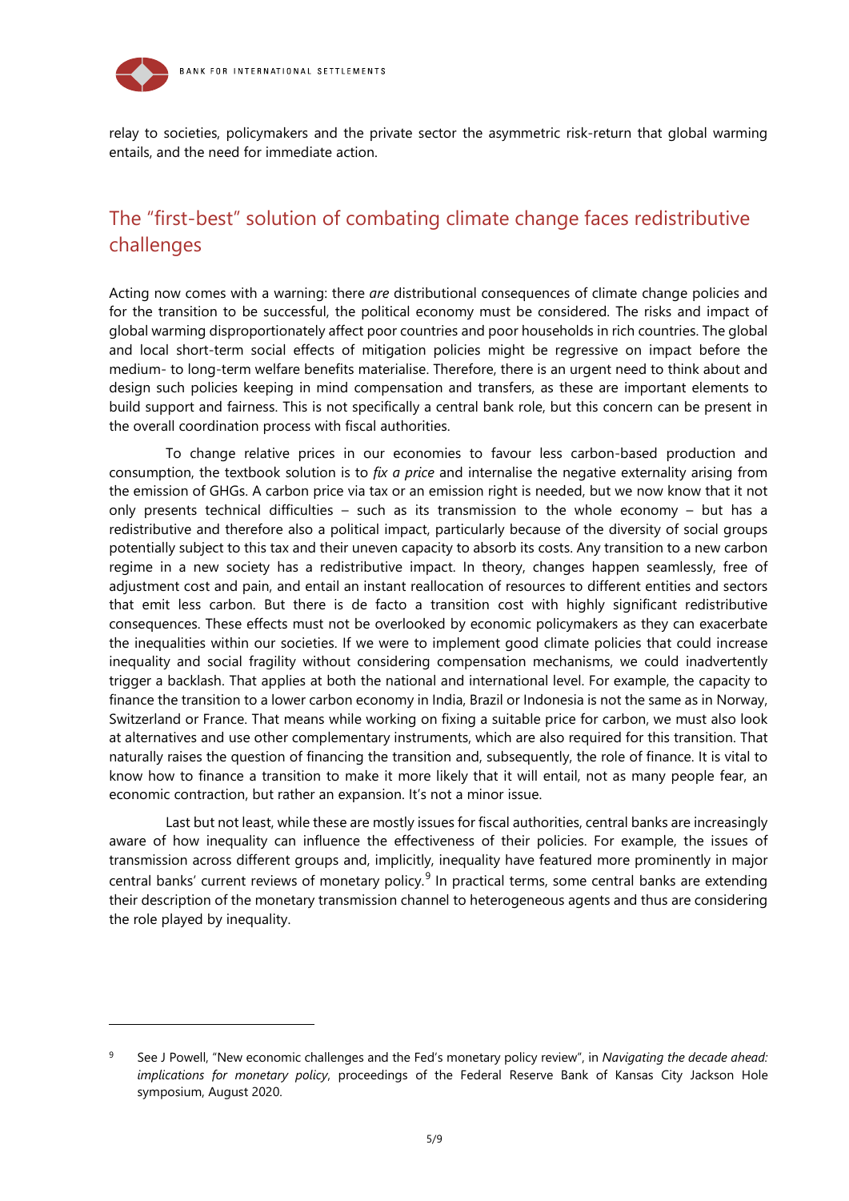relay to societies, policymakers and the private sector the asymmetric risk-return that global warming entails, and the need for immediate action.

## The "first-best" solution of combating climate change faces redistributive challenges

Acting now comes with a warning: there *are* distributional consequences of climate change policies and for the transition to be successful, the political economy must be considered. The risks and impact of global warming disproportionately affect poor countries and poor households in rich countries. The global and local short-term social effects of mitigation policies might be regressive on impact before the medium- to long-term welfare benefits materialise. Therefore, there is an urgent need to think about and design such policies keeping in mind compensation and transfers, as these are important elements to build support and fairness. This is not specifically a central bank role, but this concern can be present in the overall coordination process with fiscal authorities.

To change relative prices in our economies to favour less carbon-based production and consumption, the textbook solution is to *fix a price* and internalise the negative externality arising from the emission of GHGs. A carbon price via tax or an emission right is needed, but we now know that it not only presents technical difficulties – such as its transmission to the whole economy – but has a redistributive and therefore also a political impact, particularly because of the diversity of social groups potentially subject to this tax and their uneven capacity to absorb its costs. Any transition to a new carbon regime in a new society has a redistributive impact. In theory, changes happen seamlessly, free of adjustment cost and pain, and entail an instant reallocation of resources to different entities and sectors that emit less carbon. But there is de facto a transition cost with highly significant redistributive consequences. These effects must not be overlooked by economic policymakers as they can exacerbate the inequalities within our societies. If we were to implement good climate policies that could increase inequality and social fragility without considering compensation mechanisms, we could inadvertently trigger a backlash. That applies at both the national and international level. For example, the capacity to finance the transition to a lower carbon economy in India, Brazil or Indonesia is not the same as in Norway, Switzerland or France. That means while working on fixing a suitable price for carbon, we must also look at alternatives and use other complementary instruments, which are also required for this transition. That naturally raises the question of financing the transition and, subsequently, the role of finance. It is vital to know how to finance a transition to make it more likely that it will entail, not as many people fear, an economic contraction, but rather an expansion. It's not a minor issue.

Last but not least, while these are mostly issues for fiscal authorities, central banks are increasingly aware of how inequality can influence the effectiveness of their policies. For example, the issues of transmission across different groups and, implicitly, inequality have featured more prominently in major central banks' current reviews of monetary policy.[9] In practical terms, some central banks are extending their description of the monetary transmission channel to heterogeneous agents and thus are considering the role played by inequality.

---

[9] See J Powell, "New economic challenges and the Fed's monetary policy review", in *Navigating the decade ahead: implications for monetary policy*, proceedings of the Federal Reserve Bank of Kansas City Jackson Hole symposium, August 2020.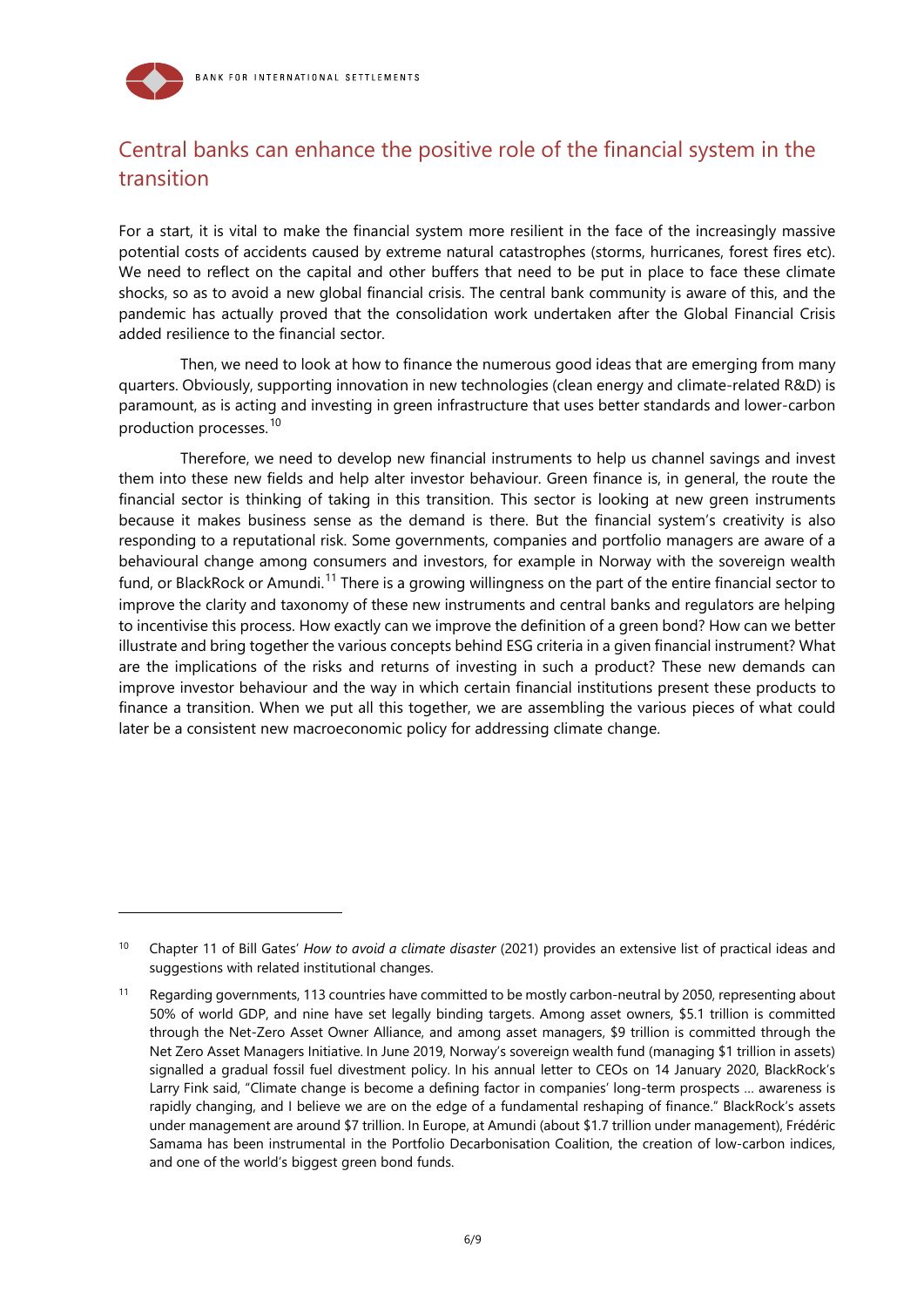## Central banks can enhance the positive role of the financial system in the transition

For a start, it is vital to make the financial system more resilient in the face of the increasingly massive potential costs of accidents caused by extreme natural catastrophes (storms, hurricanes, forest fires etc). We need to reflect on the capital and other buffers that need to be put in place to face these climate shocks, so as to avoid a new global financial crisis. The central bank community is aware of this, and the pandemic has actually proved that the consolidation work undertaken after the Global Financial Crisis added resilience to the financial sector.

Then, we need to look at how to finance the numerous good ideas that are emerging from many quarters. Obviously, supporting innovation in new technologies (clean energy and climate-related R&D) is paramount, as is acting and investing in green infrastructure that uses better standards and lower-carbon production processes.[10]

Therefore, we need to develop new financial instruments to help us channel savings and invest them into these new fields and help alter investor behaviour. Green finance is, in general, the route the financial sector is thinking of taking in this transition. This sector is looking at new green instruments because it makes business sense as the demand is there. But the financial system's creativity is also responding to a reputational risk. Some governments, companies and portfolio managers are aware of a behavioural change among consumers and investors, for example in Norway with the sovereign wealth fund, or BlackRock or Amundi.[11] There is a growing willingness on the part of the entire financial sector to improve the clarity and taxonomy of these new instruments and central banks and regulators are helping to incentivise this process. How exactly can we improve the definition of a green bond? How can we better illustrate and bring together the various concepts behind ESG criteria in a given financial instrument? What are the implications of the risks and returns of investing in such a product? These new demands can improve investor behaviour and the way in which certain financial institutions present these products to finance a transition. When we put all this together, we are assembling the various pieces of what could later be a consistent new macroeconomic policy for addressing climate change.

---

[10] Chapter 11 of Bill Gates' *How to avoid a climate disaster* (2021) provides an extensive list of practical ideas and suggestions with related institutional changes.

[11] Regarding governments, 113 countries have committed to be mostly carbon-neutral by 2050, representing about 50% of world GDP, and nine have set legally binding targets. Among asset owners, $5.1 trillion is committed through the Net-Zero Asset Owner Alliance, and among asset managers, $9 trillion is committed through the Net Zero Asset Managers Initiative. In June 2019, Norway's sovereign wealth fund (managing $1 trillion in assets) signalled a gradual fossil fuel divestment policy. In his annual letter to CEOs on 14 January 2020, BlackRock's Larry Fink said, "Climate change is become a defining factor in companies' long-term prospects … awareness is rapidly changing, and I believe we are on the edge of a fundamental reshaping of finance." BlackRock's assets under management are around $7 trillion. In Europe, at Amundi (about $1.7 trillion under management), Frédéric Samama has been instrumental in the Portfolio Decarbonisation Coalition, the creation of low-carbon indices, and one of the world's biggest green bond funds.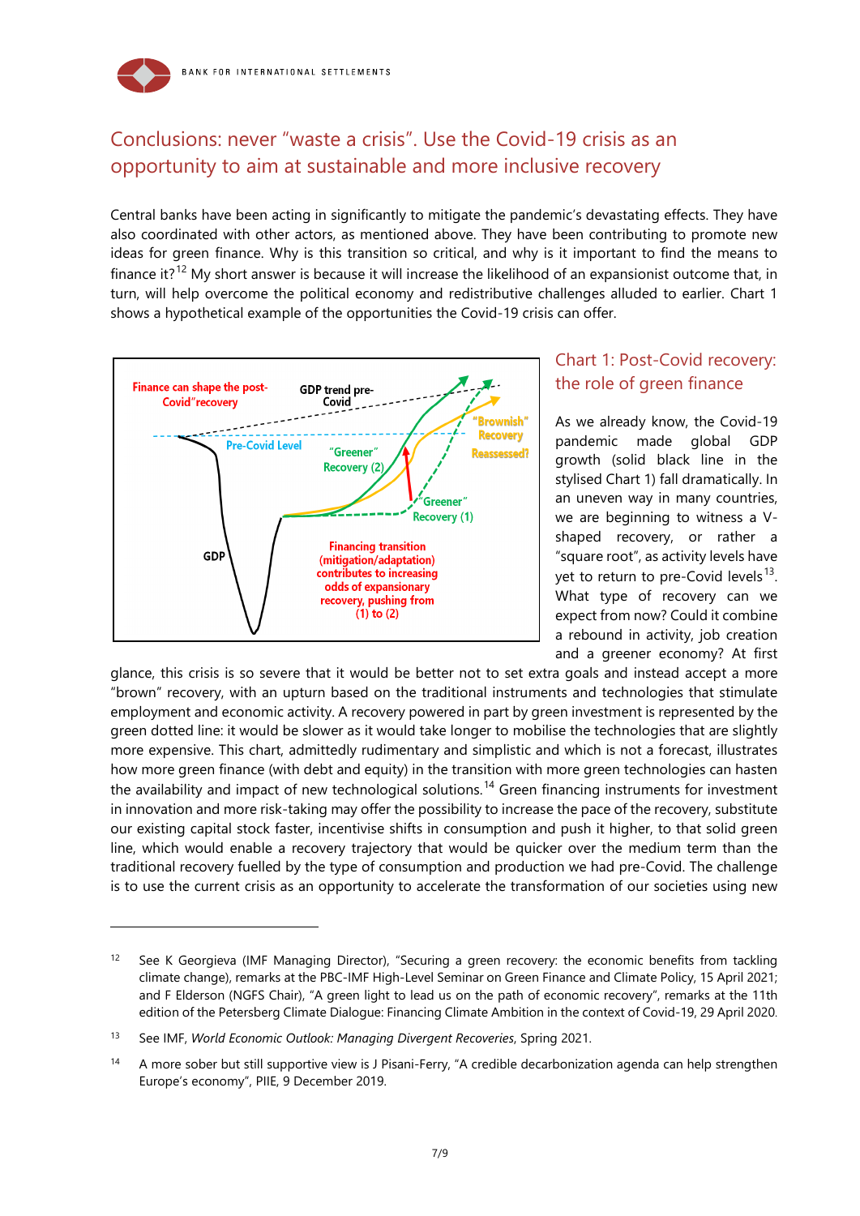## Conclusions: never "waste a crisis". Use the Covid-19 crisis as an opportunity to aim at sustainable and more inclusive recovery

Central banks have been acting in significantly to mitigate the pandemic's devastating effects. They have also coordinated with other actors, as mentioned above. They have been contributing to promote new ideas for green finance. Why is this transition so critical, and why is it important to find the means to finance it?[12] My short answer is because it will increase the likelihood of an expansionist outcome that, in turn, will help overcome the political economy and redistributive challenges alluded to earlier. Chart 1 shows a hypothetical example of the opportunities the Covid-19 crisis can offer.

### Chart 1: Post-Covid recovery: the role of green finance

As we already know, the Covid-19 pandemic made global GDP growth (solid black line in the stylised Chart 1) fall dramatically. In an uneven way in many countries, we are beginning to witness a V-shaped recovery, or rather a "square root", as activity levels have yet to return to pre-Covid levels[13]. What type of recovery can we expect from now? Could it combine a rebound in activity, job creation and a greener economy? At first glance, this crisis is so severe that it would be better not to set extra goals and instead accept a more "brown" recovery, with an upturn based on the traditional instruments and technologies that stimulate employment and economic activity. A recovery powered in part by green investment is represented by the green dotted line: it would be slower as it would take longer to mobilise the technologies that are slightly more expensive. This chart, admittedly rudimentary and simplistic and which is not a forecast, illustrates how more green finance (with debt and equity) in the transition with more green technologies can hasten the availability and impact of new technological solutions.[14] Green financing instruments for investment in innovation and more risk-taking may offer the possibility to increase the pace of the recovery, substitute our existing capital stock faster, incentivise shifts in consumption and push it higher, to that solid green line, which would enable a recovery trajectory that would be quicker over the medium term than the traditional recovery fuelled by the type of consumption and production we had pre-Covid. The challenge is to use the current crisis as an opportunity to accelerate the transformation of our societies using new

---

[12] See K Georgieva (IMF Managing Director), "Securing a green recovery: the economic benefits from tackling climate change), remarks at the PBC-IMF High-Level Seminar on Green Finance and Climate Policy, 15 April 2021; and F Elderson (NGFS Chair), "A green light to lead us on the path of economic recovery", remarks at the 11th edition of the Petersberg Climate Dialogue: Financing Climate Ambition in the context of Covid-19, 29 April 2020.

[13] See IMF, *World Economic Outlook: Managing Divergent Recoveries*, Spring 2021.

[14] A more sober but still supportive view is J Pisani-Ferry, "A credible decarbonization agenda can help strengthen Europe's economy", PIIE, 9 December 2019.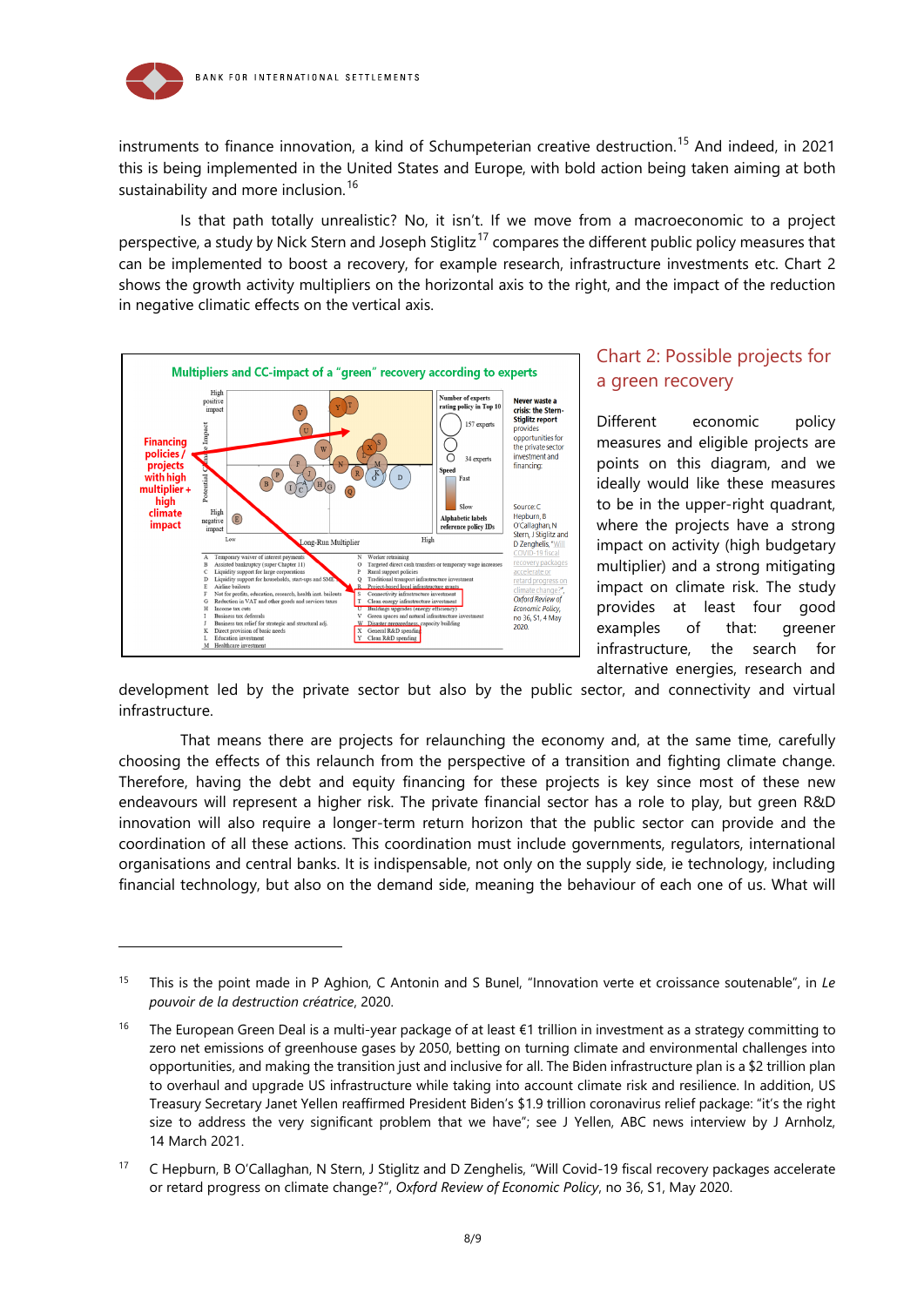instruments to finance innovation, a kind of Schumpeterian creative destruction.[15] And indeed, in 2021 this is being implemented in the United States and Europe, with bold action being taken aiming at both sustainability and more inclusion.[16]

Is that path totally unrealistic? No, it isn't. If we move from a macroeconomic to a project perspective, a study by Nick Stern and Joseph Stiglitz[17] compares the different public policy measures that can be implemented to boost a recovery, for example research, infrastructure investments etc. Chart 2 shows the growth activity multipliers on the horizontal axis to the right, and the impact of the reduction in negative climatic effects on the vertical axis.

## Chart 2: Possible projects for a green recovery

Different economic policy measures and eligible projects are points on this diagram, and we ideally would like these measures to be in the upper-right quadrant, where the projects have a strong impact on activity (high budgetary multiplier) and a strong mitigating impact on climate risk. The study provides at least four good examples of that: greener infrastructure, the search for alternative energies, research and development led by the private sector but also by the public sector, and connectivity and virtual infrastructure.

That means there are projects for relaunching the economy and, at the same time, carefully choosing the effects of this relaunch from the perspective of a transition and fighting climate change. Therefore, having the debt and equity financing for these projects is key since most of these new endeavours will represent a higher risk. The private financial sector has a role to play, but green R&D innovation will also require a longer-term return horizon that the public sector can provide and the coordination of all these actions. This coordination must include governments, regulators, international organisations and central banks. It is indispensable, not only on the supply side, ie technology, including financial technology, but also on the demand side, meaning the behaviour of each one of us. What will

---

[15] This is the point made in P Aghion, C Antonin and S Bunel, "Innovation verte et croissance soutenable", in *Le pouvoir de la destruction créatrice*, 2020.

[16] The European Green Deal is a multi-year package of at least €1 trillion in investment as a strategy committing to zero net emissions of greenhouse gases by 2050, betting on turning climate and environmental challenges into opportunities, and making the transition just and inclusive for all. The Biden infrastructure plan is a $2 trillion plan to overhaul and upgrade US infrastructure while taking into account climate risk and resilience. In addition, US Treasury Secretary Janet Yellen reaffirmed President Biden's $1.9 trillion coronavirus relief package: "it's the right size to address the very significant problem that we have"; see J Yellen, ABC news interview by J Arnholz, 14 March 2021.

[17] C Hepburn, B O'Callaghan, N Stern, J Stiglitz and D Zenghelis, "Will Covid-19 fiscal recovery packages accelerate or retard progress on climate change?", *Oxford Review of Economic Policy*, no 36, S1, May 2020.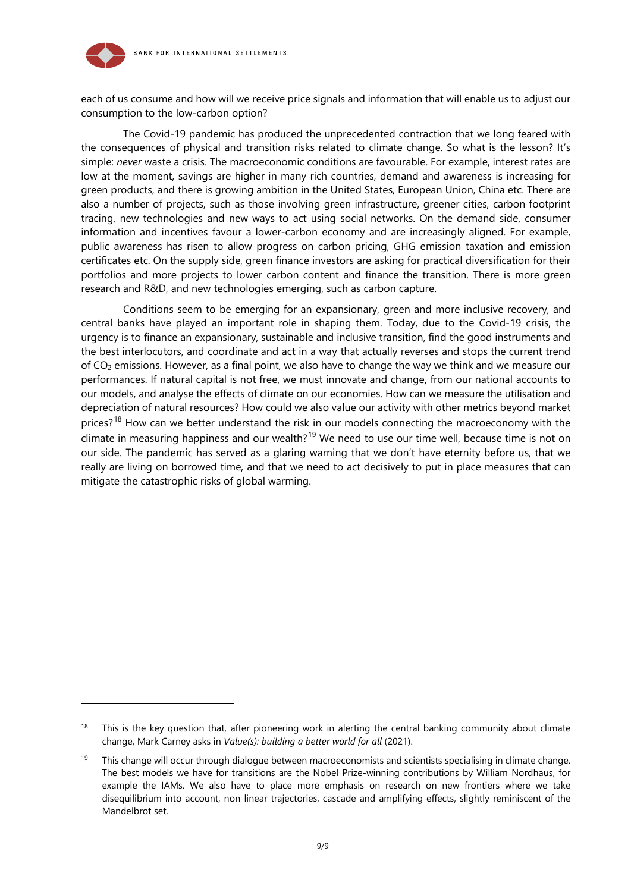each of us consume and how will we receive price signals and information that will enable us to adjust our consumption to the low-carbon option?

The Covid-19 pandemic has produced the unprecedented contraction that we long feared with the consequences of physical and transition risks related to climate change. So what is the lesson? It's simple: *never* waste a crisis. The macroeconomic conditions are favourable. For example, interest rates are low at the moment, savings are higher in many rich countries, demand and awareness is increasing for green products, and there is growing ambition in the United States, European Union, China etc. There are also a number of projects, such as those involving green infrastructure, greener cities, carbon footprint tracing, new technologies and new ways to act using social networks. On the demand side, consumer information and incentives favour a lower-carbon economy and are increasingly aligned. For example, public awareness has risen to allow progress on carbon pricing, GHG emission taxation and emission certificates etc. On the supply side, green finance investors are asking for practical diversification for their portfolios and more projects to lower carbon content and finance the transition. There is more green research and R&D, and new technologies emerging, such as carbon capture.

Conditions seem to be emerging for an expansionary, green and more inclusive recovery, and central banks have played an important role in shaping them. Today, due to the Covid-19 crisis, the urgency is to finance an expansionary, sustainable and inclusive transition, find the good instruments and the best interlocutors, and coordinate and act in a way that actually reverses and stops the current trend of $CO_2$ emissions. However, as a final point, we also have to change the way we think and we measure our performances. If natural capital is not free, we must innovate and change, from our national accounts to our models, and analyse the effects of climate on our economies. How can we measure the utilisation and depreciation of natural resources? How could we also value our activity with other metrics beyond market prices?[18] How can we better understand the risk in our models connecting the macroeconomy with the climate in measuring happiness and our wealth?[19] We need to use our time well, because time is not on our side. The pandemic has served as a glaring warning that we don't have eternity before us, that we really are living on borrowed time, and that we need to act decisively to put in place measures that can mitigate the catastrophic risks of global warming.

---

[18] This is the key question that, after pioneering work in alerting the central banking community about climate change, Mark Carney asks in *Value(s): building a better world for all* (2021).

[19] This change will occur through dialogue between macroeconomists and scientists specialising in climate change. The best models we have for transitions are the Nobel Prize-winning contributions by William Nordhaus, for example the IAMs. We also have to place more emphasis on research on new frontiers where we take disequilibrium into account, non-linear trajectories, cascade and amplifying effects, slightly reminiscent of the Mandelbrot set.